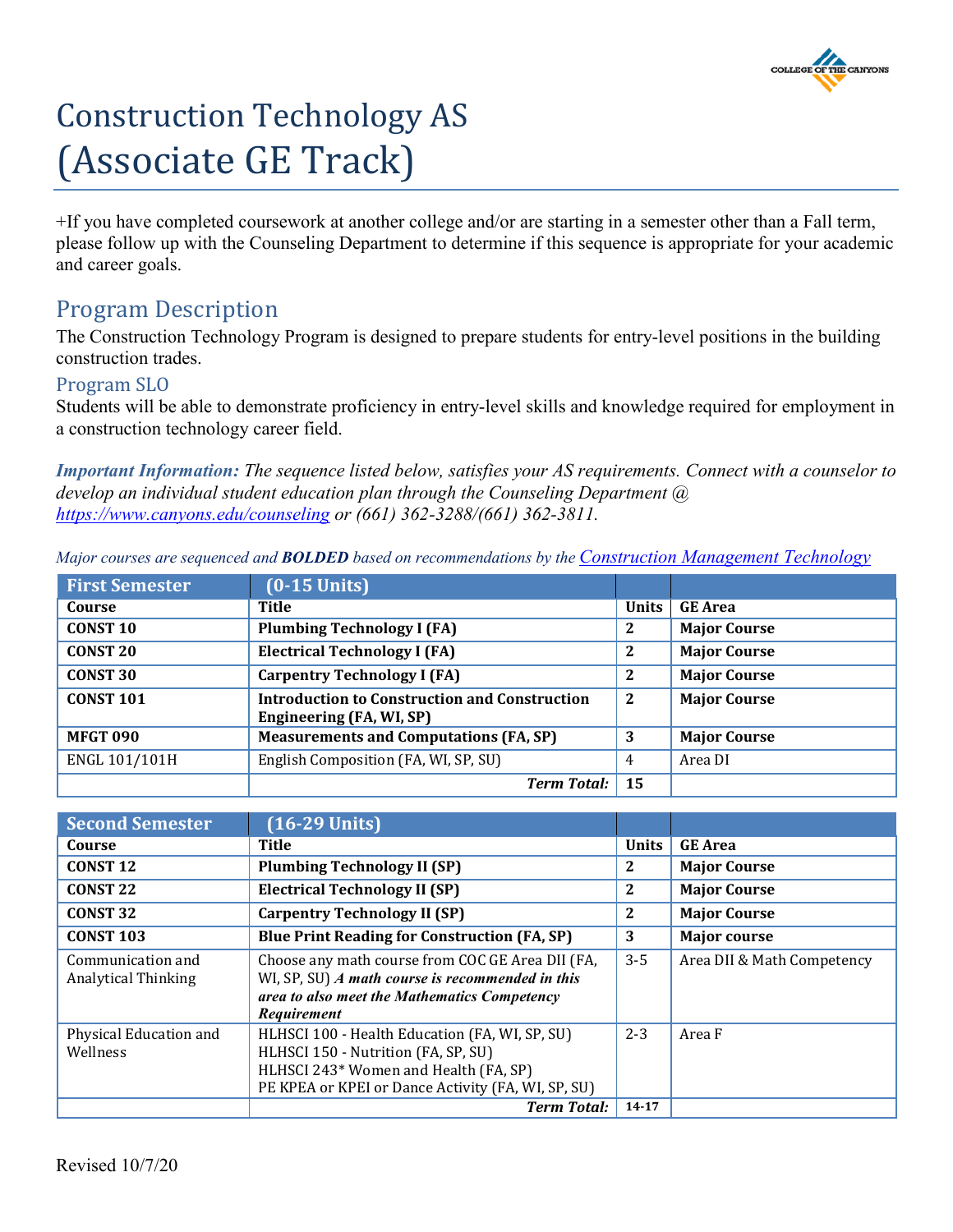# Construction Technology AS (Associate GE Track)

+If you have completed coursework at another college and/or are starting in a semester other than a Fall term, please follow up with the Counseling Department to determine if this sequence is appropriate for your academic and career goals.

## Program Description

The Construction Technology Program is designed to prepare students for entry-level positions in the building construction trades.

### Program SLO

Students will be able to demonstrate proficiency in entry-level skills and knowledge required for employment in a construction technology career field.

***Important Information:*** *The sequence listed below, satisfies your AS requirements. Connect with a counselor to develop an individual student education plan through the Counseling Department @ https://www.canyons.edu/counseling or (661) 362-3288/(661) 362-3811.*

*Major courses are sequenced and **BOLDED** based on recommendations by the Construction Management Technology*

| First Semester | (0-15 Units) | | |
|---|---|---|---|
| **Course** | **Title** | **Units** | **GE Area** |
| **CONST 10** | **Plumbing Technology I (FA)** | **2** | **Major Course** |
| **CONST 20** | **Electrical Technology I (FA)** | **2** | **Major Course** |
| **CONST 30** | **Carpentry Technology I (FA)** | **2** | **Major Course** |
| **CONST 101** | **Introduction to Construction and Construction Engineering (FA, WI, SP)** | **2** | **Major Course** |
| **MFGT 090** | **Measurements and Computations (FA, SP)** | **3** | **Major Course** |
| ENGL 101/101H | English Composition (FA, WI, SP, SU) | 4 | Area DI |
| | ***Term Total:*** | **15** | |

| Second Semester | (16-29 Units) | | |
|---|---|---|---|
| **Course** | **Title** | **Units** | **GE Area** |
| **CONST 12** | **Plumbing Technology II (SP)** | **2** | **Major Course** |
| **CONST 22** | **Electrical Technology II (SP)** | **2** | **Major Course** |
| **CONST 32** | **Carpentry Technology II (SP)** | **2** | **Major Course** |
| **CONST 103** | **Blue Print Reading for Construction (FA, SP)** | **3** | **Major course** |
| Communication and Analytical Thinking | Choose any math course from COC GE Area DII (FA, WI, SP, SU) ***A math course is recommended in this area to also meet the Mathematics Competency Requirement*** | 3-5 | Area DII & Math Competency |
| Physical Education and Wellness | HLHSCI 100 - Health Education (FA, WI, SP, SU)<br>HLHSCI 150 - Nutrition (FA, SP, SU)<br>HLHSCI 243* Women and Health (FA, SP)<br>PE KPEA or KPEI or Dance Activity (FA, WI, SP, SU) | 2-3 | Area F |
| | ***Term Total:*** | **14-17** | |

Revised 10/7/20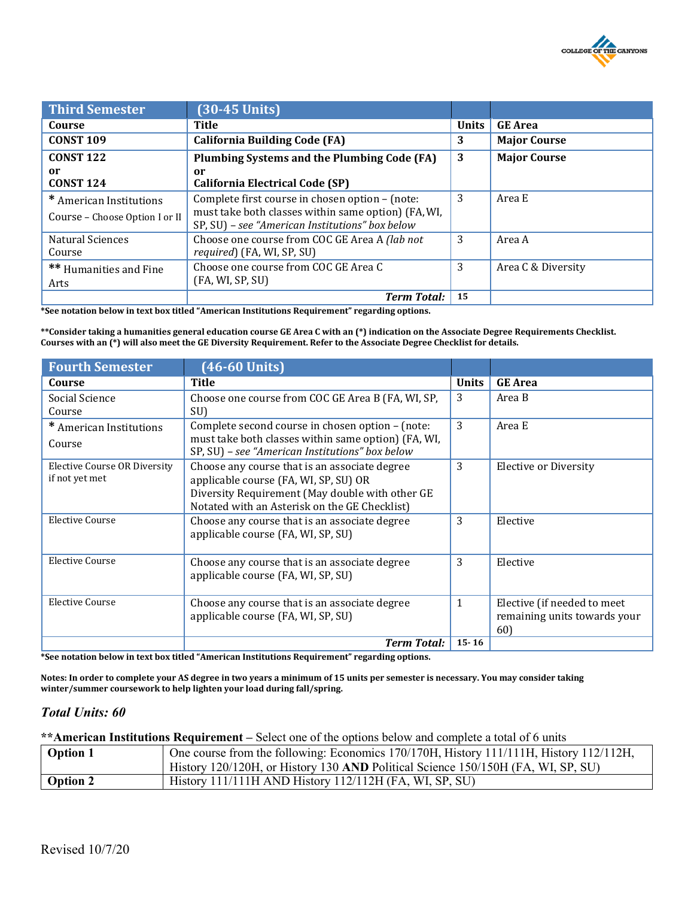| Third Semester | (30-45 Units) | | |
|---|---|---|---|
| **Course** | **Title** | **Units** | **GE Area** |
| **CONST 109** | **California Building Code (FA)** | **3** | **Major Course** |
| **CONST 122**<br>**or**<br>**CONST 124** | **Plumbing Systems and the Plumbing Code (FA)**<br>**or**<br>**California Electrical Code (SP)** | **3** | **Major Course** |
| * American Institutions Course – Choose Option I or II | Complete first course in chosen option – (note: must take both classes within same option) (FA, WI, SP, SU) – *see "American Institutions" box below* | 3 | Area E |
| Natural Sciences Course | Choose one course from COC GE Area A *(lab not required)* (FA, WI, SP, SU) | 3 | Area A |
| ** Humanities and Fine Arts | Choose one course from COC GE Area C (FA, WI, SP, SU) | 3 | Area C & Diversity |
| | ***Term Total:*** | **15** | |

**\*See notation below in text box titled "American Institutions Requirement" regarding options.**

**\*\*Consider taking a humanities general education course GE Area C with an (*) indication on the Associate Degree Requirements Checklist. Courses with an (*) will also meet the GE Diversity Requirement. Refer to the Associate Degree Checklist for details.**

| Fourth Semester | (46-60 Units) | | |
|---|---|---|---|
| **Course** | **Title** | **Units** | **GE Area** |
| Social Science Course | Choose one course from COC GE Area B (FA, WI, SP, SU) | 3 | Area B |
| * American Institutions Course | Complete second course in chosen option – (note: must take both classes within same option) (FA, WI, SP, SU) – *see "American Institutions" box below* | 3 | Area E |
| Elective Course OR Diversity if not yet met | Choose any course that is an associate degree applicable course (FA, WI, SP, SU) OR Diversity Requirement (May double with other GE Notated with an Asterisk on the GE Checklist) | 3 | Elective or Diversity |
| Elective Course | Choose any course that is an associate degree applicable course (FA, WI, SP, SU) | 3 | Elective |
| Elective Course | Choose any course that is an associate degree applicable course (FA, WI, SP, SU) | 3 | Elective |
| Elective Course | Choose any course that is an associate degree applicable course (FA, WI, SP, SU) | 1 | Elective (if needed to meet remaining units towards your 60) |
| | ***Term Total:*** | **15- 16** | |

**\*See notation below in text box titled "American Institutions Requirement" regarding options.**

**Notes: In order to complete your AS degree in two years a minimum of 15 units per semester is necessary. You may consider taking winter/summer coursework to help lighten your load during fall/spring.**

### *Total Units: 60*

**\*\*American Institutions Requirement** – Select one of the options below and complete a total of 6 units

| | |
|---|---|
| **Option 1** | One course from the following: Economics 170/170H, History 111/111H, History 112/112H, History 120/120H, or History 130 **AND** Political Science 150/150H (FA, WI, SP, SU) |
| **Option 2** | History 111/111H AND History 112/112H (FA, WI, SP, SU) |

Revised 10/7/20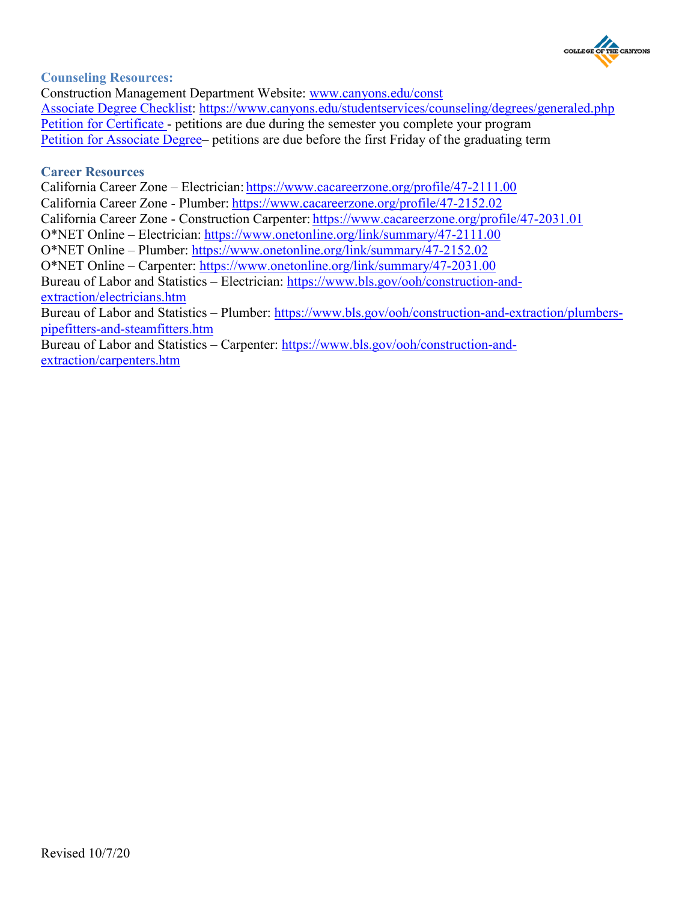### Counseling Resources:

Construction Management Department Website: www.canyons.edu/const
Associate Degree Checklist: https://www.canyons.edu/studentservices/counseling/degrees/generaled.php
Petition for Certificate - petitions are due during the semester you complete your program
Petition for Associate Degree– petitions are due before the first Friday of the graduating term

### Career Resources

California Career Zone – Electrician: https://www.cacareerzone.org/profile/47-2111.00
California Career Zone - Plumber: https://www.cacareerzone.org/profile/47-2152.02
California Career Zone - Construction Carpenter: https://www.cacareerzone.org/profile/47-2031.01
O*NET Online – Electrician: https://www.onetonline.org/link/summary/47-2111.00
O*NET Online – Plumber: https://www.onetonline.org/link/summary/47-2152.02
O*NET Online – Carpenter: https://www.onetonline.org/link/summary/47-2031.00
Bureau of Labor and Statistics – Electrician: https://www.bls.gov/ooh/construction-and-extraction/electricians.htm
Bureau of Labor and Statistics – Plumber: https://www.bls.gov/ooh/construction-and-extraction/plumbers-pipefitters-and-steamfitters.htm
Bureau of Labor and Statistics – Carpenter: https://www.bls.gov/ooh/construction-and-extraction/carpenters.htm

Revised 10/7/20